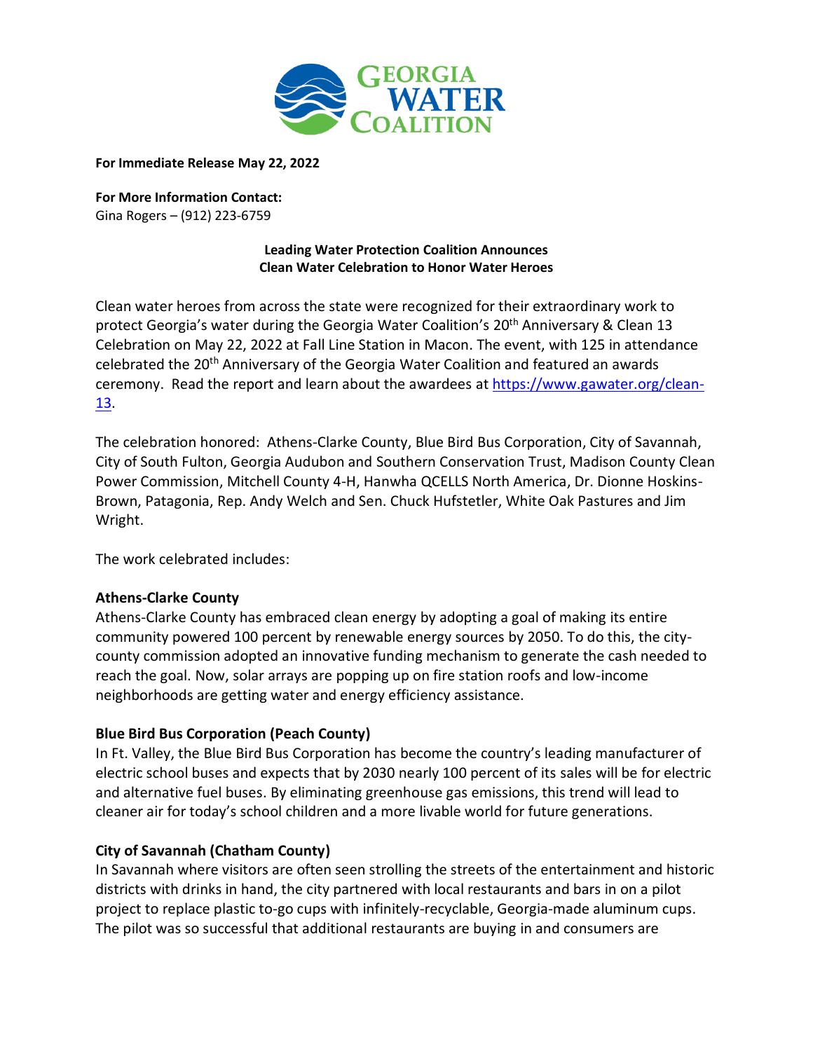**For Immediate Release May 22, 2022**

**For More Information Contact:**
Gina Rogers – (912) 223-6759

**Leading Water Protection Coalition Announces Clean Water Celebration to Honor Water Heroes**

Clean water heroes from across the state were recognized for their extraordinary work to protect Georgia's water during the Georgia Water Coalition's 20th Anniversary & Clean 13 Celebration on May 22, 2022 at Fall Line Station in Macon. The event, with 125 in attendance celebrated the 20th Anniversary of the Georgia Water Coalition and featured an awards ceremony. Read the report and learn about the awardees at [https://www.gawater.org/clean-13](https://www.gawater.org/clean-13).

The celebration honored: Athens-Clarke County, Blue Bird Bus Corporation, City of Savannah, City of South Fulton, Georgia Audubon and Southern Conservation Trust, Madison County Clean Power Commission, Mitchell County 4-H, Hanwha QCELLS North America, Dr. Dionne Hoskins-Brown, Patagonia, Rep. Andy Welch and Sen. Chuck Hufstetler, White Oak Pastures and Jim Wright.

The work celebrated includes:

**Athens-Clarke County**

Athens-Clarke County has embraced clean energy by adopting a goal of making its entire community powered 100 percent by renewable energy sources by 2050. To do this, the city-county commission adopted an innovative funding mechanism to generate the cash needed to reach the goal. Now, solar arrays are popping up on fire station roofs and low-income neighborhoods are getting water and energy efficiency assistance.

**Blue Bird Bus Corporation (Peach County)**

In Ft. Valley, the Blue Bird Bus Corporation has become the country's leading manufacturer of electric school buses and expects that by 2030 nearly 100 percent of its sales will be for electric and alternative fuel buses. By eliminating greenhouse gas emissions, this trend will lead to cleaner air for today's school children and a more livable world for future generations.

**City of Savannah (Chatham County)**

In Savannah where visitors are often seen strolling the streets of the entertainment and historic districts with drinks in hand, the city partnered with local restaurants and bars in on a pilot project to replace plastic to-go cups with infinitely-recyclable, Georgia-made aluminum cups. The pilot was so successful that additional restaurants are buying in and consumers are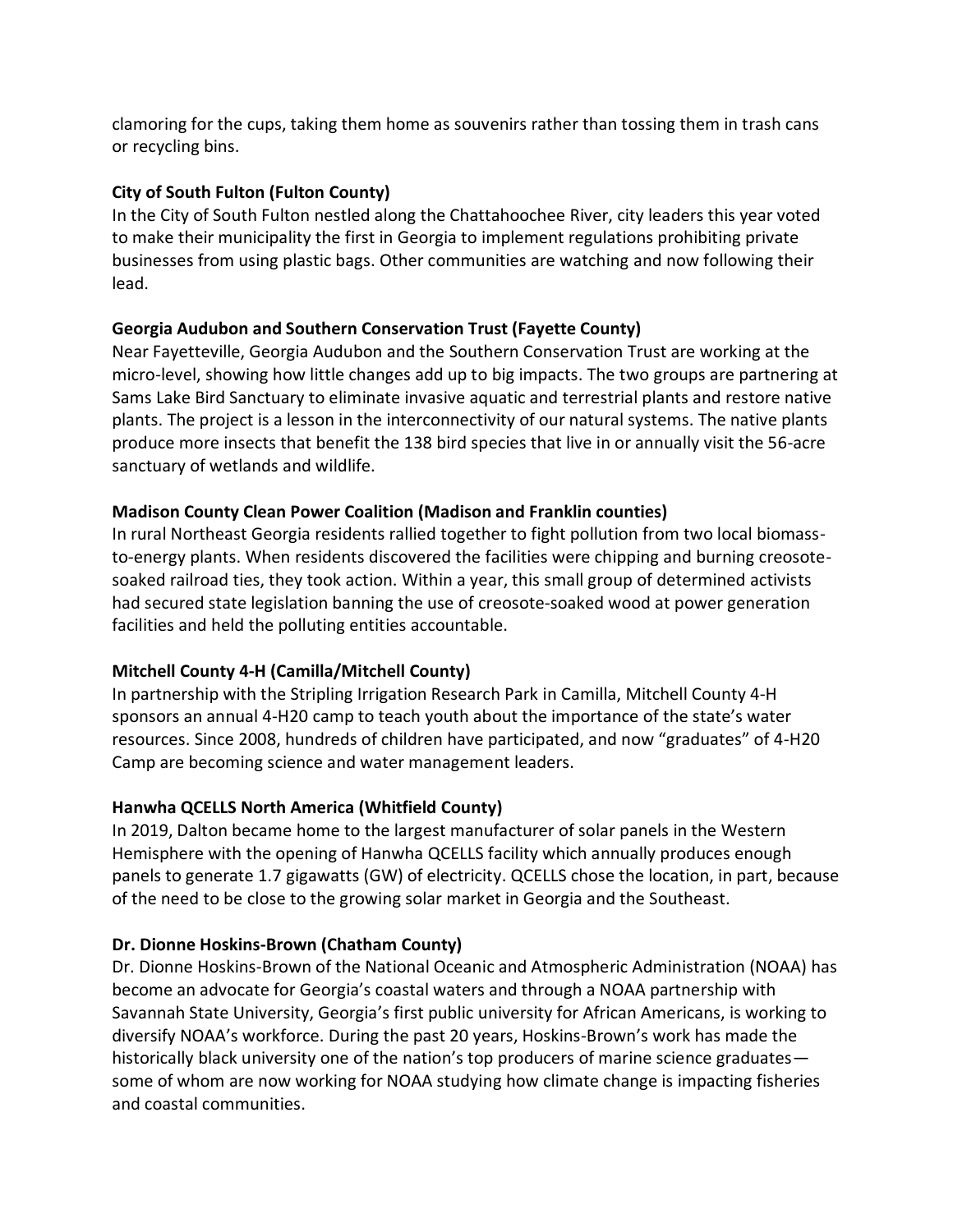clamoring for the cups, taking them home as souvenirs rather than tossing them in trash cans or recycling bins.

**City of South Fulton (Fulton County)**
In the City of South Fulton nestled along the Chattahoochee River, city leaders this year voted to make their municipality the first in Georgia to implement regulations prohibiting private businesses from using plastic bags. Other communities are watching and now following their lead.

**Georgia Audubon and Southern Conservation Trust (Fayette County)**
Near Fayetteville, Georgia Audubon and the Southern Conservation Trust are working at the micro-level, showing how little changes add up to big impacts. The two groups are partnering at Sams Lake Bird Sanctuary to eliminate invasive aquatic and terrestrial plants and restore native plants. The project is a lesson in the interconnectivity of our natural systems. The native plants produce more insects that benefit the 138 bird species that live in or annually visit the 56-acre sanctuary of wetlands and wildlife.

**Madison County Clean Power Coalition (Madison and Franklin counties)**
In rural Northeast Georgia residents rallied together to fight pollution from two local biomass-to-energy plants. When residents discovered the facilities were chipping and burning creosote-soaked railroad ties, they took action. Within a year, this small group of determined activists had secured state legislation banning the use of creosote-soaked wood at power generation facilities and held the polluting entities accountable.

**Mitchell County 4-H (Camilla/Mitchell County)**
In partnership with the Stripling Irrigation Research Park in Camilla, Mitchell County 4-H sponsors an annual 4-H20 camp to teach youth about the importance of the state's water resources. Since 2008, hundreds of children have participated, and now "graduates" of 4-H20 Camp are becoming science and water management leaders.

**Hanwha QCELLS North America (Whitfield County)**
In 2019, Dalton became home to the largest manufacturer of solar panels in the Western Hemisphere with the opening of Hanwha QCELLS facility which annually produces enough panels to generate 1.7 gigawatts (GW) of electricity. QCELLS chose the location, in part, because of the need to be close to the growing solar market in Georgia and the Southeast.

**Dr. Dionne Hoskins-Brown (Chatham County)**
Dr. Dionne Hoskins-Brown of the National Oceanic and Atmospheric Administration (NOAA) has become an advocate for Georgia's coastal waters and through a NOAA partnership with Savannah State University, Georgia's first public university for African Americans, is working to diversify NOAA's workforce. During the past 20 years, Hoskins-Brown's work has made the historically black university one of the nation's top producers of marine science graduates—some of whom are now working for NOAA studying how climate change is impacting fisheries and coastal communities.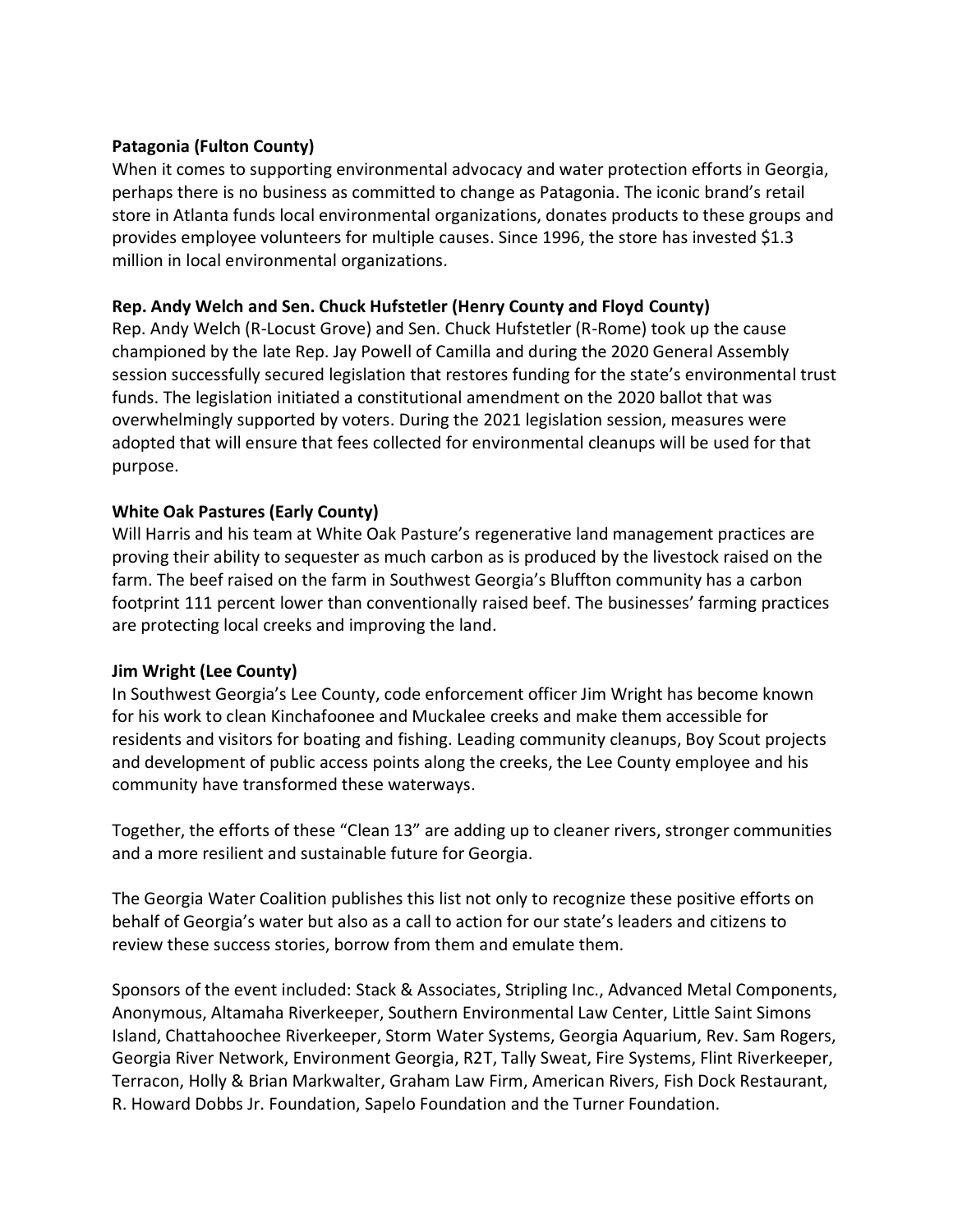**Patagonia (Fulton County)**
When it comes to supporting environmental advocacy and water protection efforts in Georgia, perhaps there is no business as committed to change as Patagonia. The iconic brand's retail store in Atlanta funds local environmental organizations, donates products to these groups and provides employee volunteers for multiple causes. Since 1996, the store has invested $1.3 million in local environmental organizations.

**Rep. Andy Welch and Sen. Chuck Hufstetler (Henry County and Floyd County)**
Rep. Andy Welch (R-Locust Grove) and Sen. Chuck Hufstetler (R-Rome) took up the cause championed by the late Rep. Jay Powell of Camilla and during the 2020 General Assembly session successfully secured legislation that restores funding for the state's environmental trust funds. The legislation initiated a constitutional amendment on the 2020 ballot that was overwhelmingly supported by voters. During the 2021 legislation session, measures were adopted that will ensure that fees collected for environmental cleanups will be used for that purpose.

**White Oak Pastures (Early County)**
Will Harris and his team at White Oak Pasture's regenerative land management practices are proving their ability to sequester as much carbon as is produced by the livestock raised on the farm. The beef raised on the farm in Southwest Georgia's Bluffton community has a carbon footprint 111 percent lower than conventionally raised beef. The businesses' farming practices are protecting local creeks and improving the land.

**Jim Wright (Lee County)**
In Southwest Georgia's Lee County, code enforcement officer Jim Wright has become known for his work to clean Kinchafoonee and Muckalee creeks and make them accessible for residents and visitors for boating and fishing. Leading community cleanups, Boy Scout projects and development of public access points along the creeks, the Lee County employee and his community have transformed these waterways.

Together, the efforts of these "Clean 13" are adding up to cleaner rivers, stronger communities and a more resilient and sustainable future for Georgia.

The Georgia Water Coalition publishes this list not only to recognize these positive efforts on behalf of Georgia's water but also as a call to action for our state's leaders and citizens to review these success stories, borrow from them and emulate them.

Sponsors of the event included: Stack & Associates, Stripling Inc., Advanced Metal Components, Anonymous, Altamaha Riverkeeper, Southern Environmental Law Center, Little Saint Simons Island, Chattahoochee Riverkeeper, Storm Water Systems, Georgia Aquarium, Rev. Sam Rogers, Georgia River Network, Environment Georgia, R2T, Tally Sweat, Fire Systems, Flint Riverkeeper, Terracon, Holly & Brian Markwalter, Graham Law Firm, American Rivers, Fish Dock Restaurant, R. Howard Dobbs Jr. Foundation, Sapelo Foundation and the Turner Foundation.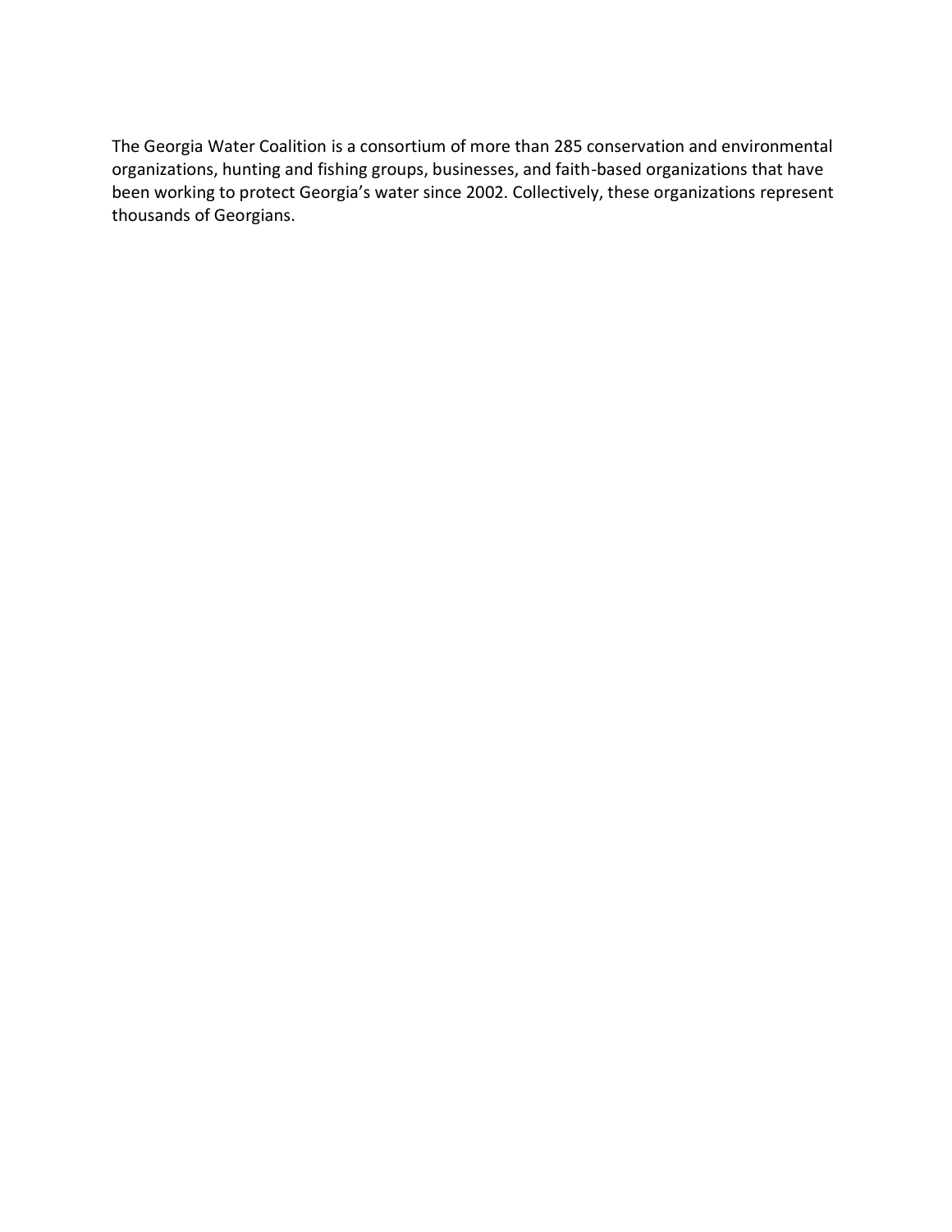The Georgia Water Coalition is a consortium of more than 285 conservation and environmental organizations, hunting and fishing groups, businesses, and faith-based organizations that have been working to protect Georgia's water since 2002. Collectively, these organizations represent thousands of Georgians.